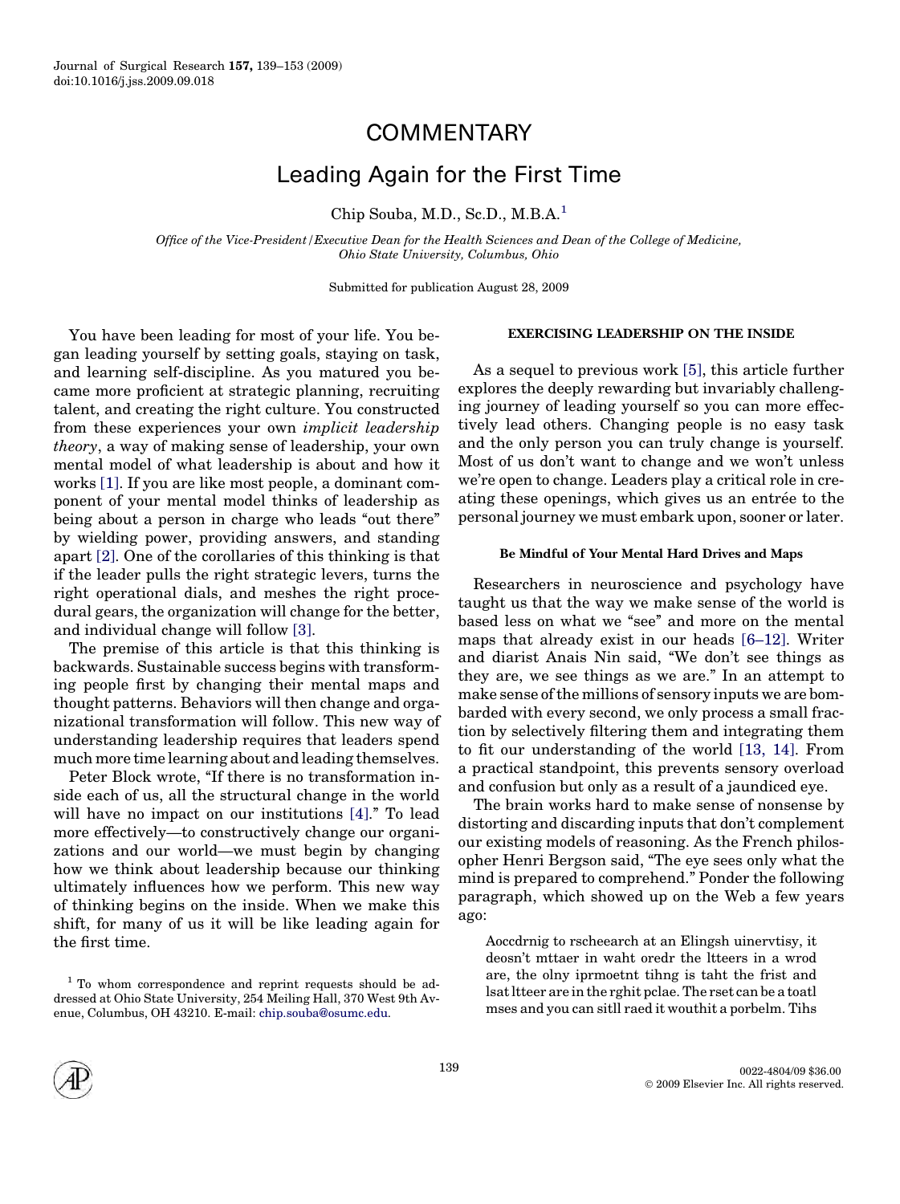# COMMENTARY

# Leading Again for the First Time

Chip Souba, M.D., Sc.D., M.B.A.[1]

*Office of the Vice-President/Executive Dean for the Health Sciences and Dean of the College of Medicine, Ohio State University, Columbus, Ohio*

Submitted for publication August 28, 2009

You have been leading for most of your life. You began leading yourself by setting goals, staying on task, and learning self-discipline. As you matured you became more proficient at strategic planning, recruiting talent, and creating the right culture. You constructed from these experiences your own *implicit leadership theory*, a way of making sense of leadership, your own mental model of what leadership is about and how it works [1]. If you are like most people, a dominant component of your mental model thinks of leadership as being about a person in charge who leads "out there" by wielding power, providing answers, and standing apart [2]. One of the corollaries of this thinking is that if the leader pulls the right strategic levers, turns the right operational dials, and meshes the right procedural gears, the organization will change for the better, and individual change will follow [3].

The premise of this article is that this thinking is backwards. Sustainable success begins with transforming people first by changing their mental maps and thought patterns. Behaviors will then change and organizational transformation will follow. This new way of understanding leadership requires that leaders spend much more time learning about and leading themselves.

Peter Block wrote, "If there is no transformation inside each of us, all the structural change in the world will have no impact on our institutions [4]." To lead more effectively—to constructively change our organizations and our world—we must begin by changing how we think about leadership because our thinking ultimately influences how we perform. This new way of thinking begins on the inside. When we make this shift, for many of us it will be like leading again for the first time.

## EXERCISING LEADERSHIP ON THE INSIDE

As a sequel to previous work [5], this article further explores the deeply rewarding but invariably challenging journey of leading yourself so you can more effectively lead others. Changing people is no easy task and the only person you can truly change is yourself. Most of us don't want to change and we won't unless we're open to change. Leaders play a critical role in creating these openings, which gives us an entrée to the personal journey we must embark upon, sooner or later.

### Be Mindful of Your Mental Hard Drives and Maps

Researchers in neuroscience and psychology have taught us that the way we make sense of the world is based less on what we "see" and more on the mental maps that already exist in our heads [6–12]. Writer and diarist Anais Nin said, "We don't see things as they are, we see things as we are." In an attempt to make sense of the millions of sensory inputs we are bombarded with every second, we only process a small fraction by selectively filtering them and integrating them to fit our understanding of the world [13, 14]. From a practical standpoint, this prevents sensory overload and confusion but only as a result of a jaundiced eye.

The brain works hard to make sense of nonsense by distorting and discarding inputs that don't complement our existing models of reasoning. As the French philosopher Henri Bergson said, "The eye sees only what the mind is prepared to comprehend." Ponder the following paragraph, which showed up on the Web a few years ago:

> Aoccdrnig to rscheearch at an Elingsh uinervtisy, it deosn't mttaer in waht oredr the ltteers in a wrod are, the olny iprmoetnt tihng is taht the frist and lsat ltteer are in the rghit pclae. The rset can be a toatl mses and you can sitll raed it wouthit a porbelm. Tihs

[1] To whom correspondence and reprint requests should be addressed at Ohio State University, 254 Meiling Hall, 370 West 9th Avenue, Columbus, OH 43210. E-mail: chip.souba@osumc.edu.

0022-4804/09 $36.00
© 2009 Elsevier Inc. All rights reserved.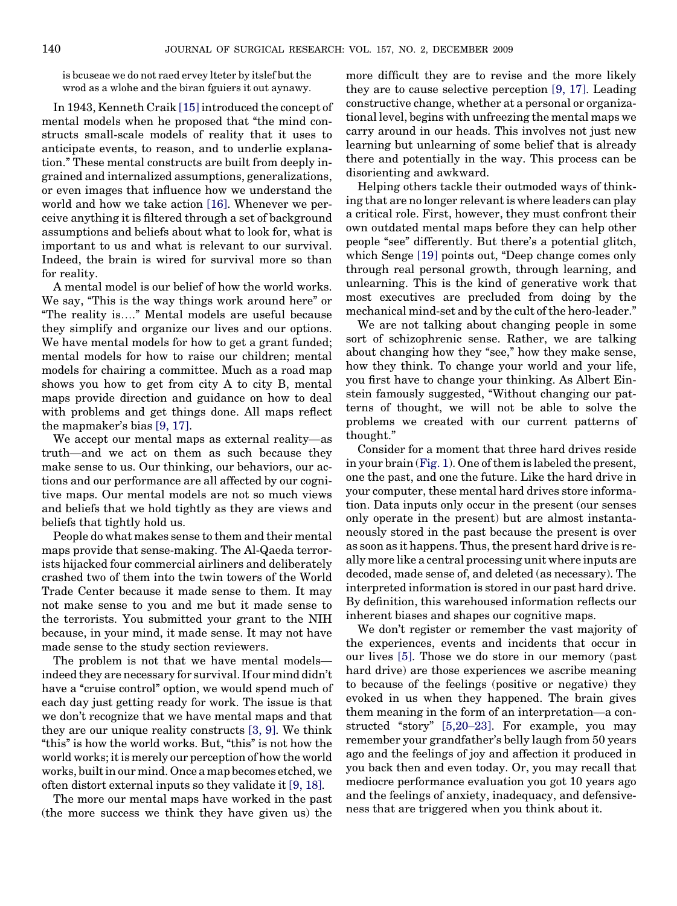is bcuseae we do not raed ervey lteter by itslef but the wrod as a wlohe and the biran fguiers it out aynawy.

In 1943, Kenneth Craik [15] introduced the concept of mental models when he proposed that "the mind constructs small-scale models of reality that it uses to anticipate events, to reason, and to underlie explanation." These mental constructs are built from deeply ingrained and internalized assumptions, generalizations, or even images that influence how we understand the world and how we take action [16]. Whenever we perceive anything it is filtered through a set of background assumptions and beliefs about what to look for, what is important to us and what is relevant to our survival. Indeed, the brain is wired for survival more so than for reality.

A mental model is our belief of how the world works. We say, "This is the way things work around here" or "The reality is…." Mental models are useful because they simplify and organize our lives and our options. We have mental models for how to get a grant funded; mental models for how to raise our children; mental models for chairing a committee. Much as a road map shows you how to get from city A to city B, mental maps provide direction and guidance on how to deal with problems and get things done. All maps reflect the mapmaker's bias [9, 17].

We accept our mental maps as external reality—as truth—and we act on them as such because they make sense to us. Our thinking, our behaviors, our actions and our performance are all affected by our cognitive maps. Our mental models are not so much views and beliefs that we hold tightly as they are views and beliefs that tightly hold us.

People do what makes sense to them and their mental maps provide that sense-making. The Al-Qaeda terrorists hijacked four commercial airliners and deliberately crashed two of them into the twin towers of the World Trade Center because it made sense to them. It may not make sense to you and me but it made sense to the terrorists. You submitted your grant to the NIH because, in your mind, it made sense. It may not have made sense to the study section reviewers.

The problem is not that we have mental models—indeed they are necessary for survival. If our mind didn't have a "cruise control" option, we would spend much of each day just getting ready for work. The issue is that we don't recognize that we have mental maps and that they are our unique reality constructs [3, 9]. We think "this" is how the world works. But, "this" is not how the world works; it is merely our perception of how the world works, built in our mind. Once a map becomes etched, we often distort external inputs so they validate it [9, 18].

The more our mental maps have worked in the past (the more success we think they have given us) the more difficult they are to revise and the more likely they are to cause selective perception [9, 17]. Leading constructive change, whether at a personal or organizational level, begins with unfreezing the mental maps we carry around in our heads. This involves not just new learning but unlearning of some belief that is already there and potentially in the way. This process can be disorienting and awkward.

Helping others tackle their outmoded ways of thinking that are no longer relevant is where leaders can play a critical role. First, however, they must confront their own outdated mental maps before they can help other people "see" differently. But there's a potential glitch, which Senge [19] points out, "Deep change comes only through real personal growth, through learning, and unlearning. This is the kind of generative work that most executives are precluded from doing by the mechanical mind-set and by the cult of the hero-leader."

We are not talking about changing people in some sort of schizophrenic sense. Rather, we are talking about changing how they "see," how they make sense, how they think. To change your world and your life, you first have to change your thinking. As Albert Einstein famously suggested, "Without changing our patterns of thought, we will not be able to solve the problems we created with our current patterns of thought."

Consider for a moment that three hard drives reside in your brain (Fig. 1). One of them is labeled the present, one the past, and one the future. Like the hard drive in your computer, these mental hard drives store information. Data inputs only occur in the present (our senses only operate in the present) but are almost instantaneously stored in the past because the present is over as soon as it happens. Thus, the present hard drive is really more like a central processing unit where inputs are decoded, made sense of, and deleted (as necessary). The interpreted information is stored in our past hard drive. By definition, this warehoused information reflects our inherent biases and shapes our cognitive maps.

We don't register or remember the vast majority of the experiences, events and incidents that occur in our lives [5]. Those we do store in our memory (past hard drive) are those experiences we ascribe meaning to because of the feelings (positive or negative) they evoked in us when they happened. The brain gives them meaning in the form of an interpretation—a constructed "story" [5,20–23]. For example, you may remember your grandfather's belly laugh from 50 years ago and the feelings of joy and affection it produced in you back then and even today. Or, you may recall that mediocre performance evaluation you got 10 years ago and the feelings of anxiety, inadequacy, and defensiveness that are triggered when you think about it.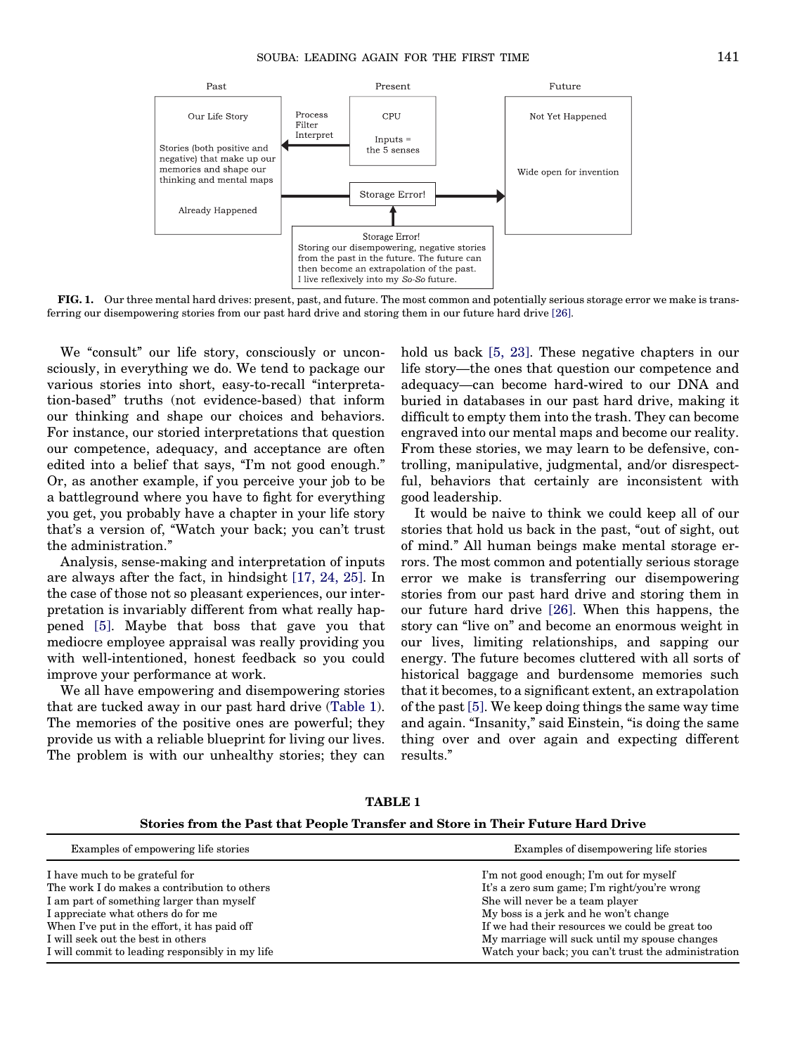Past

Our Life Story

Stories (both positive and negative) that make up our memories and shape our thinking and mental maps

Already Happened

Process
Filter
Interpret

Present

CPU

Inputs = the 5 senses

Storage Error!

Future

Not Yet Happened

Wide open for invention

Storage Error!
Storing our disempowering, negative stories from the past in the future. The future can then become an extrapolation of the past. I live reflexively into my *So-So* future.

**FIG. 1.** Our three mental hard drives: present, past, and future. The most common and potentially serious storage error we make is transferring our disempowering stories from our past hard drive and storing them in our future hard drive [26].

We "consult" our life story, consciously or unconsciously, in everything we do. We tend to package our various stories into short, easy-to-recall "interpretation-based" truths (not evidence-based) that inform our thinking and shape our choices and behaviors. For instance, our storied interpretations that question our competence, adequacy, and acceptance are often edited into a belief that says, "I'm not good enough." Or, as another example, if you perceive your job to be a battleground where you have to fight for everything you get, you probably have a chapter in your life story that's a version of, "Watch your back; you can't trust the administration."

Analysis, sense-making and interpretation of inputs are always after the fact, in hindsight [17, 24, 25]. In the case of those not so pleasant experiences, our interpretation is invariably different from what really happened [5]. Maybe that boss that gave you that mediocre employee appraisal was really providing you with well-intentioned, honest feedback so you could improve your performance at work.

We all have empowering and disempowering stories that are tucked away in our past hard drive (Table 1). The memories of the positive ones are powerful; they provide us with a reliable blueprint for living our lives. The problem is with our unhealthy stories; they can hold us back [5, 23]. These negative chapters in our life story—the ones that question our competence and adequacy—can become hard-wired to our DNA and buried in databases in our past hard drive, making it difficult to empty them into the trash. They can become engraved into our mental maps and become our reality. From these stories, we may learn to be defensive, controlling, manipulative, judgmental, and/or disrespectful, behaviors that certainly are inconsistent with good leadership.

It would be naive to think we could keep all of our stories that hold us back in the past, "out of sight, out of mind." All human beings make mental storage errors. The most common and potentially serious storage error we make is transferring our disempowering stories from our past hard drive and storing them in our future hard drive [26]. When this happens, the story can "live on" and become an enormous weight in our lives, limiting relationships, and sapping our energy. The future becomes cluttered with all sorts of historical baggage and burdensome memories such that it becomes, to a significant extent, an extrapolation of the past [5]. We keep doing things the same way time and again. "Insanity," said Einstein, "is doing the same thing over and over again and expecting different results."

**TABLE 1**

**Stories from the Past that People Transfer and Store in Their Future Hard Drive**

| Examples of empowering life stories | Examples of disempowering life stories |
|---|---|
| I have much to be grateful for | I'm not good enough; I'm out for myself |
| The work I do makes a contribution to others | It's a zero sum game; I'm right/you're wrong |
| I am part of something larger than myself | She will never be a team player |
| I appreciate what others do for me | My boss is a jerk and he won't change |
| When I've put in the effort, it has paid off | If we had their resources we could be great too |
| I will seek out the best in others | My marriage will suck until my spouse changes |
| I will commit to leading responsibly in my life | Watch your back; you can't trust the administration |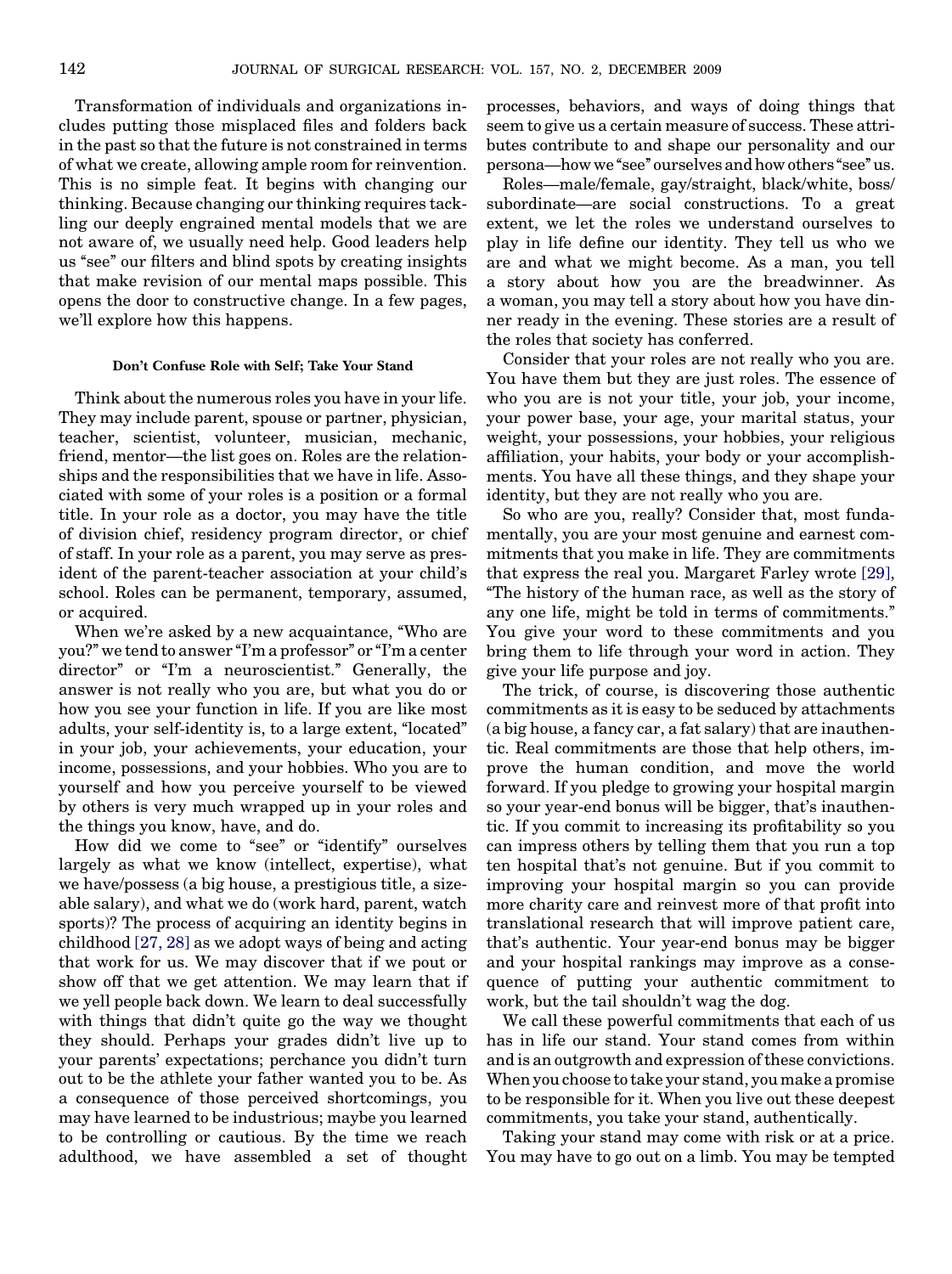Transformation of individuals and organizations includes putting those misplaced files and folders back in the past so that the future is not constrained in terms of what we create, allowing ample room for reinvention. This is no simple feat. It begins with changing our thinking. Because changing our thinking requires tackling our deeply engrained mental models that we are not aware of, we usually need help. Good leaders help us "see" our filters and blind spots by creating insights that make revision of our mental maps possible. This opens the door to constructive change. In a few pages, we'll explore how this happens.

#### Don't Confuse Role with Self; Take Your Stand

Think about the numerous roles you have in your life. They may include parent, spouse or partner, physician, teacher, scientist, volunteer, musician, mechanic, friend, mentor—the list goes on. Roles are the relationships and the responsibilities that we have in life. Associated with some of your roles is a position or a formal title. In your role as a doctor, you may have the title of division chief, residency program director, or chief of staff. In your role as a parent, you may serve as president of the parent-teacher association at your child's school. Roles can be permanent, temporary, assumed, or acquired.

When we're asked by a new acquaintance, "Who are you?" we tend to answer "I'm a professor" or "I'm a center director" or "I'm a neuroscientist." Generally, the answer is not really who you are, but what you do or how you see your function in life. If you are like most adults, your self-identity is, to a large extent, "located" in your job, your achievements, your education, your income, possessions, and your hobbies. Who you are to yourself and how you perceive yourself to be viewed by others is very much wrapped up in your roles and the things you know, have, and do.

How did we come to "see" or "identify" ourselves largely as what we know (intellect, expertise), what we have/possess (a big house, a prestigious title, a sizeable salary), and what we do (work hard, parent, watch sports)? The process of acquiring an identity begins in childhood [27, 28] as we adopt ways of being and acting that work for us. We may discover that if we pout or show off that we get attention. We may learn that if we yell people back down. We learn to deal successfully with things that didn't quite go the way we thought they should. Perhaps your grades didn't live up to your parents' expectations; perchance you didn't turn out to be the athlete your father wanted you to be. As a consequence of those perceived shortcomings, you may have learned to be industrious; maybe you learned to be controlling or cautious. By the time we reach adulthood, we have assembled a set of thought processes, behaviors, and ways of doing things that seem to give us a certain measure of success. These attributes contribute to and shape our personality and our persona—how we "see" ourselves and how others "see" us.

Roles—male/female, gay/straight, black/white, boss/subordinate—are social constructions. To a great extent, we let the roles we understand ourselves to play in life define our identity. They tell us who we are and what we might become. As a man, you tell a story about how you are the breadwinner. As a woman, you may tell a story about how you have dinner ready in the evening. These stories are a result of the roles that society has conferred.

Consider that your roles are not really who you are. You have them but they are just roles. The essence of who you are is not your title, your job, your income, your power base, your age, your marital status, your weight, your possessions, your hobbies, your religious affiliation, your habits, your body or your accomplishments. You have all these things, and they shape your identity, but they are not really who you are.

So who are you, really? Consider that, most fundamentally, you are your most genuine and earnest commitments that you make in life. They are commitments that express the real you. Margaret Farley wrote [29], "The history of the human race, as well as the story of any one life, might be told in terms of commitments." You give your word to these commitments and you bring them to life through your word in action. They give your life purpose and joy.

The trick, of course, is discovering those authentic commitments as it is easy to be seduced by attachments (a big house, a fancy car, a fat salary) that are inauthentic. Real commitments are those that help others, improve the human condition, and move the world forward. If you pledge to growing your hospital margin so your year-end bonus will be bigger, that's inauthentic. If you commit to increasing its profitability so you can impress others by telling them that you run a top ten hospital that's not genuine. But if you commit to improving your hospital margin so you can provide more charity care and reinvest more of that profit into translational research that will improve patient care, that's authentic. Your year-end bonus may be bigger and your hospital rankings may improve as a consequence of putting your authentic commitment to work, but the tail shouldn't wag the dog.

We call these powerful commitments that each of us has in life our stand. Your stand comes from within and is an outgrowth and expression of these convictions. When you choose to take your stand, you make a promise to be responsible for it. When you live out these deepest commitments, you take your stand, authentically.

Taking your stand may come with risk or at a price. You may have to go out on a limb. You may be tempted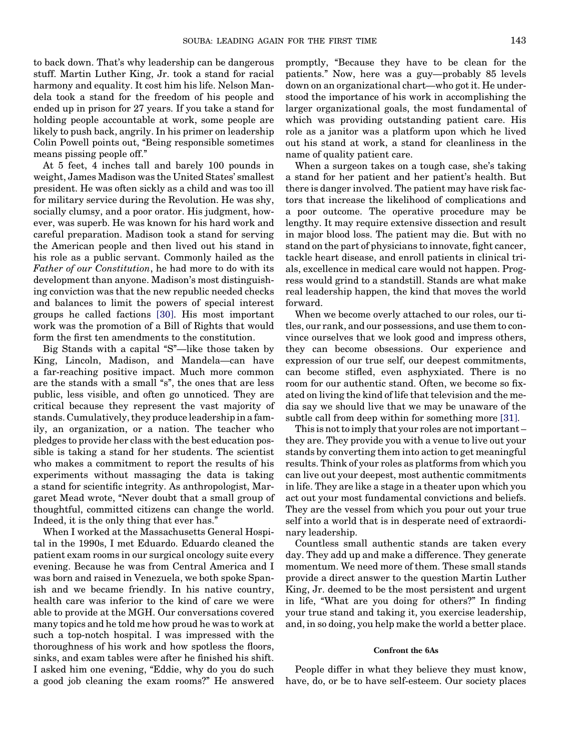to back down. That's why leadership can be dangerous stuff. Martin Luther King, Jr. took a stand for racial harmony and equality. It cost him his life. Nelson Mandela took a stand for the freedom of his people and ended up in prison for 27 years. If you take a stand for holding people accountable at work, some people are likely to push back, angrily. In his primer on leadership Colin Powell points out, "Being responsible sometimes means pissing people off."

At 5 feet, 4 inches tall and barely 100 pounds in weight, James Madison was the United States' smallest president. He was often sickly as a child and was too ill for military service during the Revolution. He was shy, socially clumsy, and a poor orator. His judgment, however, was superb. He was known for his hard work and careful preparation. Madison took a stand for serving the American people and then lived out his stand in his role as a public servant. Commonly hailed as the *Father of our Constitution*, he had more to do with its development than anyone. Madison's most distinguishing conviction was that the new republic needed checks and balances to limit the powers of special interest groups he called factions [30]. His most important work was the promotion of a Bill of Rights that would form the first ten amendments to the constitution.

Big Stands with a capital "S"—like those taken by King, Lincoln, Madison, and Mandela—can have a far-reaching positive impact. Much more common are the stands with a small "s", the ones that are less public, less visible, and often go unnoticed. They are critical because they represent the vast majority of stands. Cumulatively, they produce leadership in a family, an organization, or a nation. The teacher who pledges to provide her class with the best education possible is taking a stand for her students. The scientist who makes a commitment to report the results of his experiments without massaging the data is taking a stand for scientific integrity. As anthropologist, Margaret Mead wrote, "Never doubt that a small group of thoughtful, committed citizens can change the world. Indeed, it is the only thing that ever has."

When I worked at the Massachusetts General Hospital in the 1990s, I met Eduardo. Eduardo cleaned the patient exam rooms in our surgical oncology suite every evening. Because he was from Central America and I was born and raised in Venezuela, we both spoke Spanish and we became friendly. In his native country, health care was inferior to the kind of care we were able to provide at the MGH. Our conversations covered many topics and he told me how proud he was to work at such a top-notch hospital. I was impressed with the thoroughness of his work and how spotless the floors, sinks, and exam tables were after he finished his shift. I asked him one evening, "Eddie, why do you do such a good job cleaning the exam rooms?" He answered promptly, "Because they have to be clean for the patients." Now, here was a guy—probably 85 levels down on an organizational chart—who got it. He understood the importance of his work in accomplishing the larger organizational goals, the most fundamental of which was providing outstanding patient care. His role as a janitor was a platform upon which he lived out his stand at work, a stand for cleanliness in the name of quality patient care.

When a surgeon takes on a tough case, she's taking a stand for her patient and her patient's health. But there is danger involved. The patient may have risk factors that increase the likelihood of complications and a poor outcome. The operative procedure may be lengthy. It may require extensive dissection and result in major blood loss. The patient may die. But with no stand on the part of physicians to innovate, fight cancer, tackle heart disease, and enroll patients in clinical trials, excellence in medical care would not happen. Progress would grind to a standstill. Stands are what make real leadership happen, the kind that moves the world forward.

When we become overly attached to our roles, our titles, our rank, and our possessions, and use them to convince ourselves that we look good and impress others, they can become obsessions. Our experience and expression of our true self, our deepest commitments, can become stifled, even asphyxiated. There is no room for our authentic stand. Often, we become so fixated on living the kind of life that television and the media say we should live that we may be unaware of the subtle call from deep within for something more [31].

This is not to imply that your roles are not important – they are. They provide you with a venue to live out your stands by converting them into action to get meaningful results. Think of your roles as platforms from which you can live out your deepest, most authentic commitments in life. They are like a stage in a theater upon which you act out your most fundamental convictions and beliefs. They are the vessel from which you pour out your true self into a world that is in desperate need of extraordinary leadership.

Countless small authentic stands are taken every day. They add up and make a difference. They generate momentum. We need more of them. These small stands provide a direct answer to the question Martin Luther King, Jr. deemed to be the most persistent and urgent in life, "What are you doing for others?" In finding your true stand and taking it, you exercise leadership, and, in so doing, you help make the world a better place.

#### Confront the 6As

People differ in what they believe they must know, have, do, or be to have self-esteem. Our society places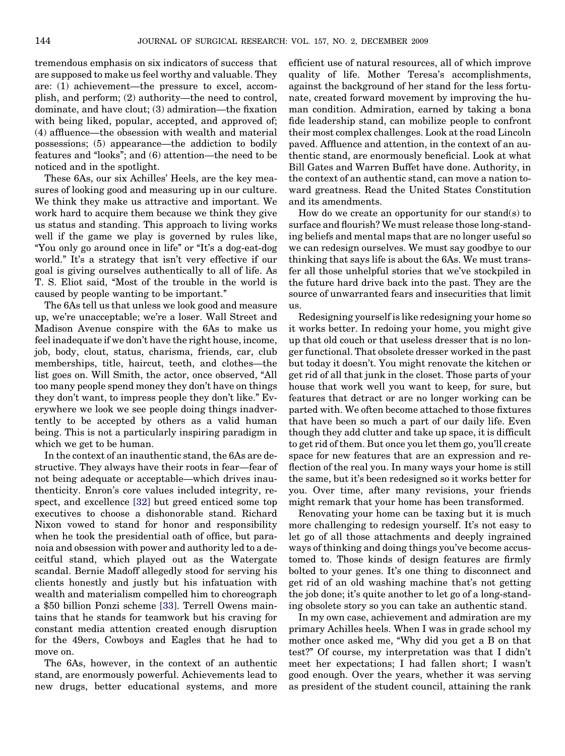tremendous emphasis on six indicators of success that are supposed to make us feel worthy and valuable. They are: (1) achievement—the pressure to excel, accomplish, and perform; (2) authority—the need to control, dominate, and have clout; (3) admiration—the fixation with being liked, popular, accepted, and approved of; (4) affluence—the obsession with wealth and material possessions; (5) appearance—the addiction to bodily features and "looks"; and (6) attention—the need to be noticed and in the spotlight.

These 6As, our six Achilles' Heels, are the key measures of looking good and measuring up in our culture. We think they make us attractive and important. We work hard to acquire them because we think they give us status and standing. This approach to living works well if the game we play is governed by rules like, "You only go around once in life" or "It's a dog-eat-dog world." It's a strategy that isn't very effective if our goal is giving ourselves authentically to all of life. As T. S. Eliot said, "Most of the trouble in the world is caused by people wanting to be important."

The 6As tell us that unless we look good and measure up, we're unacceptable; we're a loser. Wall Street and Madison Avenue conspire with the 6As to make us feel inadequate if we don't have the right house, income, job, body, clout, status, charisma, friends, car, club memberships, title, haircut, teeth, and clothes—the list goes on. Will Smith, the actor, once observed, "All too many people spend money they don't have on things they don't want, to impress people they don't like." Everywhere we look we see people doing things inadvertently to be accepted by others as a valid human being. This is not a particularly inspiring paradigm in which we get to be human.

In the context of an inauthentic stand, the 6As are destructive. They always have their roots in fear—fear of not being adequate or acceptable—which drives inauthenticity. Enron's core values included integrity, respect, and excellence [32] but greed enticed some top executives to choose a dishonorable stand. Richard Nixon vowed to stand for honor and responsibility when he took the presidential oath of office, but paranoia and obsession with power and authority led to a deceitful stand, which played out as the Watergate scandal. Bernie Madoff allegedly stood for serving his clients honestly and justly but his infatuation with wealth and materialism compelled him to choreograph a $50 billion Ponzi scheme [33]. Terrell Owens maintains that he stands for teamwork but his craving for constant media attention created enough disruption for the 49ers, Cowboys and Eagles that he had to move on.

The 6As, however, in the context of an authentic stand, are enormously powerful. Achievements lead to new drugs, better educational systems, and more efficient use of natural resources, all of which improve quality of life. Mother Teresa's accomplishments, against the background of her stand for the less fortunate, created forward movement by improving the human condition. Admiration, earned by taking a bona fide leadership stand, can mobilize people to confront their most complex challenges. Look at the road Lincoln paved. Affluence and attention, in the context of an authentic stand, are enormously beneficial. Look at what Bill Gates and Warren Buffet have done. Authority, in the context of an authentic stand, can move a nation toward greatness. Read the United States Constitution and its amendments.

How do we create an opportunity for our stand(s) to surface and flourish? We must release those long-standing beliefs and mental maps that are no longer useful so we can redesign ourselves. We must say goodbye to our thinking that says life is about the 6As. We must transfer all those unhelpful stories that we've stockpiled in the future hard drive back into the past. They are the source of unwarranted fears and insecurities that limit us.

Redesigning yourself is like redesigning your home so it works better. In redoing your home, you might give up that old couch or that useless dresser that is no longer functional. That obsolete dresser worked in the past but today it doesn't. You might renovate the kitchen or get rid of all that junk in the closet. Those parts of your house that work well you want to keep, for sure, but features that detract or are no longer working can be parted with. We often become attached to those fixtures that have been so much a part of our daily life. Even though they add clutter and take up space, it is difficult to get rid of them. But once you let them go, you'll create space for new features that are an expression and reflection of the real you. In many ways your home is still the same, but it's been redesigned so it works better for you. Over time, after many revisions, your friends might remark that your home has been transformed.

Renovating your home can be taxing but it is much more challenging to redesign yourself. It's not easy to let go of all those attachments and deeply ingrained ways of thinking and doing things you've become accustomed to. Those kinds of design features are firmly bolted to your genes. It's one thing to disconnect and get rid of an old washing machine that's not getting the job done; it's quite another to let go of a long-standing obsolete story so you can take an authentic stand.

In my own case, achievement and admiration are my primary Achilles heels. When I was in grade school my mother once asked me, "Why did you get a B on that test?" Of course, my interpretation was that I didn't meet her expectations; I had fallen short; I wasn't good enough. Over the years, whether it was serving as president of the student council, attaining the rank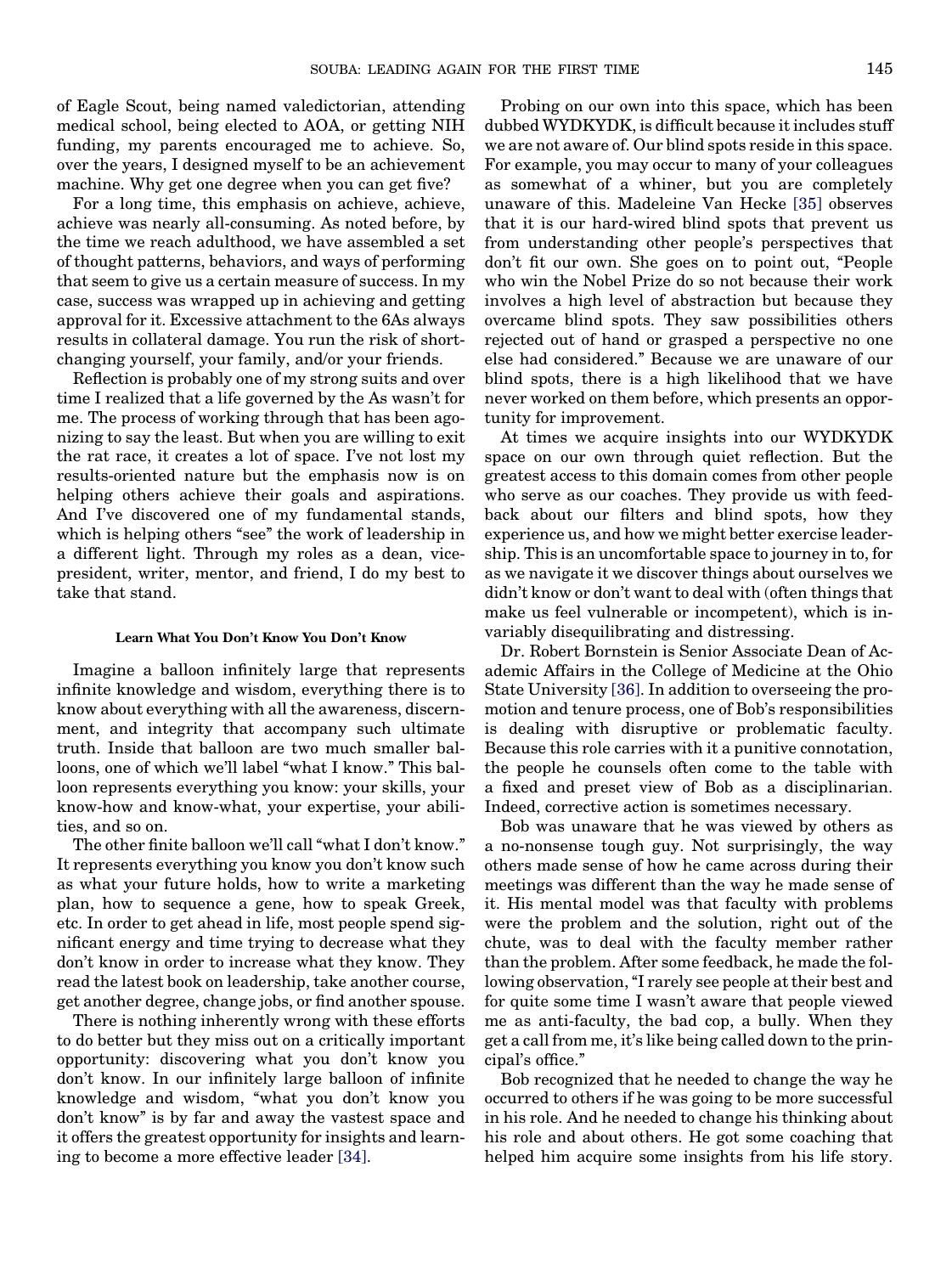of Eagle Scout, being named valedictorian, attending medical school, being elected to AOA, or getting NIH funding, my parents encouraged me to achieve. So, over the years, I designed myself to be an achievement machine. Why get one degree when you can get five?

For a long time, this emphasis on achieve, achieve, achieve was nearly all-consuming. As noted before, by the time we reach adulthood, we have assembled a set of thought patterns, behaviors, and ways of performing that seem to give us a certain measure of success. In my case, success was wrapped up in achieving and getting approval for it. Excessive attachment to the 6As always results in collateral damage. You run the risk of short-changing yourself, your family, and/or your friends.

Reflection is probably one of my strong suits and over time I realized that a life governed by the As wasn't for me. The process of working through that has been agonizing to say the least. But when you are willing to exit the rat race, it creates a lot of space. I've not lost my results-oriented nature but the emphasis now is on helping others achieve their goals and aspirations. And I've discovered one of my fundamental stands, which is helping others "see" the work of leadership in a different light. Through my roles as a dean, vice-president, writer, mentor, and friend, I do my best to take that stand.

#### Learn What You Don't Know You Don't Know

Imagine a balloon infinitely large that represents infinite knowledge and wisdom, everything there is to know about everything with all the awareness, discernment, and integrity that accompany such ultimate truth. Inside that balloon are two much smaller balloons, one of which we'll label "what I know." This balloon represents everything you know: your skills, your know-how and know-what, your expertise, your abilities, and so on.

The other finite balloon we'll call "what I don't know." It represents everything you know you don't know such as what your future holds, how to write a marketing plan, how to sequence a gene, how to speak Greek, etc. In order to get ahead in life, most people spend significant energy and time trying to decrease what they don't know in order to increase what they know. They read the latest book on leadership, take another course, get another degree, change jobs, or find another spouse.

There is nothing inherently wrong with these efforts to do better but they miss out on a critically important opportunity: discovering what you don't know you don't know. In our infinitely large balloon of infinite knowledge and wisdom, "what you don't know you don't know" is by far and away the vastest space and it offers the greatest opportunity for insights and learning to become a more effective leader [34].

Probing on our own into this space, which has been dubbed WYDKYDK, is difficult because it includes stuff we are not aware of. Our blind spots reside in this space. For example, you may occur to many of your colleagues as somewhat of a whiner, but you are completely unaware of this. Madeleine Van Hecke [35] observes that it is our hard-wired blind spots that prevent us from understanding other people's perspectives that don't fit our own. She goes on to point out, "People who win the Nobel Prize do so not because their work involves a high level of abstraction but because they overcame blind spots. They saw possibilities others rejected out of hand or grasped a perspective no one else had considered." Because we are unaware of our blind spots, there is a high likelihood that we have never worked on them before, which presents an opportunity for improvement.

At times we acquire insights into our WYDKYDK space on our own through quiet reflection. But the greatest access to this domain comes from other people who serve as our coaches. They provide us with feedback about our filters and blind spots, how they experience us, and how we might better exercise leadership. This is an uncomfortable space to journey in to, for as we navigate it we discover things about ourselves we didn't know or don't want to deal with (often things that make us feel vulnerable or incompetent), which is invariably disequilibrating and distressing.

Dr. Robert Bornstein is Senior Associate Dean of Academic Affairs in the College of Medicine at the Ohio State University [36]. In addition to overseeing the promotion and tenure process, one of Bob's responsibilities is dealing with disruptive or problematic faculty. Because this role carries with it a punitive connotation, the people he counsels often come to the table with a fixed and preset view of Bob as a disciplinarian. Indeed, corrective action is sometimes necessary.

Bob was unaware that he was viewed by others as a no-nonsense tough guy. Not surprisingly, the way others made sense of how he came across during their meetings was different than the way he made sense of it. His mental model was that faculty with problems were the problem and the solution, right out of the chute, was to deal with the faculty member rather than the problem. After some feedback, he made the following observation, "I rarely see people at their best and for quite some time I wasn't aware that people viewed me as anti-faculty, the bad cop, a bully. When they get a call from me, it's like being called down to the principal's office."

Bob recognized that he needed to change the way he occurred to others if he was going to be more successful in his role. And he needed to change his thinking about his role and about others. He got some coaching that helped him acquire some insights from his life story.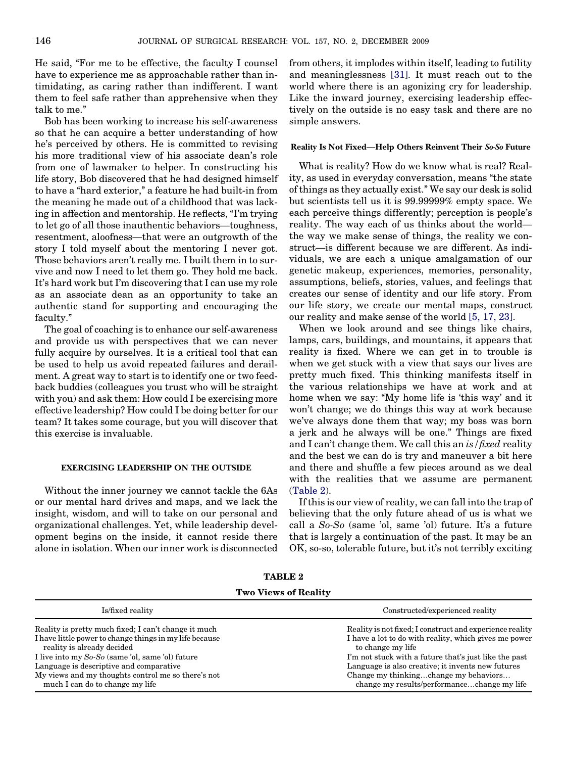He said, "For me to be effective, the faculty I counsel have to experience me as approachable rather than intimidating, as caring rather than indifferent. I want them to feel safe rather than apprehensive when they talk to me."

Bob has been working to increase his self-awareness so that he can acquire a better understanding of how he's perceived by others. He is committed to revising his more traditional view of his associate dean's role from one of lawmaker to helper. In constructing his life story, Bob discovered that he had designed himself to have a "hard exterior," a feature he had built-in from the meaning he made out of a childhood that was lacking in affection and mentorship. He reflects, "I'm trying to let go of all those inauthentic behaviors—toughness, resentment, aloofness—that were an outgrowth of the story I told myself about the mentoring I never got. Those behaviors aren't really me. I built them in to survive and now I need to let them go. They hold me back. It's hard work but I'm discovering that I can use my role as an associate dean as an opportunity to take an authentic stand for supporting and encouraging the faculty."

The goal of coaching is to enhance our self-awareness and provide us with perspectives that we can never fully acquire by ourselves. It is a critical tool that can be used to help us avoid repeated failures and derailment. A great way to start is to identify one or two feedback buddies (colleagues you trust who will be straight with you) and ask them: How could I be exercising more effective leadership? How could I be doing better for our team? It takes some courage, but you will discover that this exercise is invaluable.

## EXERCISING LEADERSHIP ON THE OUTSIDE

Without the inner journey we cannot tackle the 6As or our mental hard drives and maps, and we lack the insight, wisdom, and will to take on our personal and organizational challenges. Yet, while leadership development begins on the inside, it cannot reside there alone in isolation. When our inner work is disconnected from others, it implodes within itself, leading to futility and meaninglessness [31]. It must reach out to the world where there is an agonizing cry for leadership. Like the inward journey, exercising leadership effectively on the outside is no easy task and there are no simple answers.

### Reality Is Not Fixed—Help Others Reinvent Their *So-So* Future

What is reality? How do we know what is real? Reality, as used in everyday conversation, means "the state of things as they actually exist." We say our desk is solid but scientists tell us it is 99.99999% empty space. We each perceive things differently; perception is people's reality. The way each of us thinks about the world—the way we make sense of things, the reality we construct—is different because we are different. As individuals, we are each a unique amalgamation of our genetic makeup, experiences, memories, personality, assumptions, beliefs, stories, values, and feelings that creates our sense of identity and our life story. From our life story, we create our mental maps, construct our reality and make sense of the world [5, 17, 23].

When we look around and see things like chairs, lamps, cars, buildings, and mountains, it appears that reality is fixed. Where we can get in to trouble is when we get stuck with a view that says our lives are pretty much fixed. This thinking manifests itself in the various relationships we have at work and at home when we say: "My home life is 'this way' and it won't change; we do things this way at work because we've always done them that way; my boss was born a jerk and he always will be one." Things are fixed and I can't change them. We call this an *is/fixed* reality and the best we can do is try and maneuver a bit here and there and shuffle a few pieces around as we deal with the realities that we assume are permanent (Table 2).

If this is our view of reality, we can fall into the trap of believing that the only future ahead of us is what we call a *So-So* (same 'ol, same 'ol) future. It's a future that is largely a continuation of the past. It may be an OK, so-so, tolerable future, but it's not terribly exciting

**TABLE 2**

**Two Views of Reality**

| Is/fixed reality | Constructed/experienced reality |
|---|---|
| Reality is pretty much fixed; I can't change it much | Reality is not fixed; I construct and experience reality |
| I have little power to change things in my life because reality is already decided | I have a lot to do with reality, which gives me power to change my life |
| I live into my *So-So* (same 'ol, same 'ol) future | I'm not stuck with a future that's just like the past |
| Language is descriptive and comparative | Language is also creative; it invents new futures |
| My views and my thoughts control me so there's not much I can do to change my life | Change my thinking…change my behaviors…change my results/performance…change my life |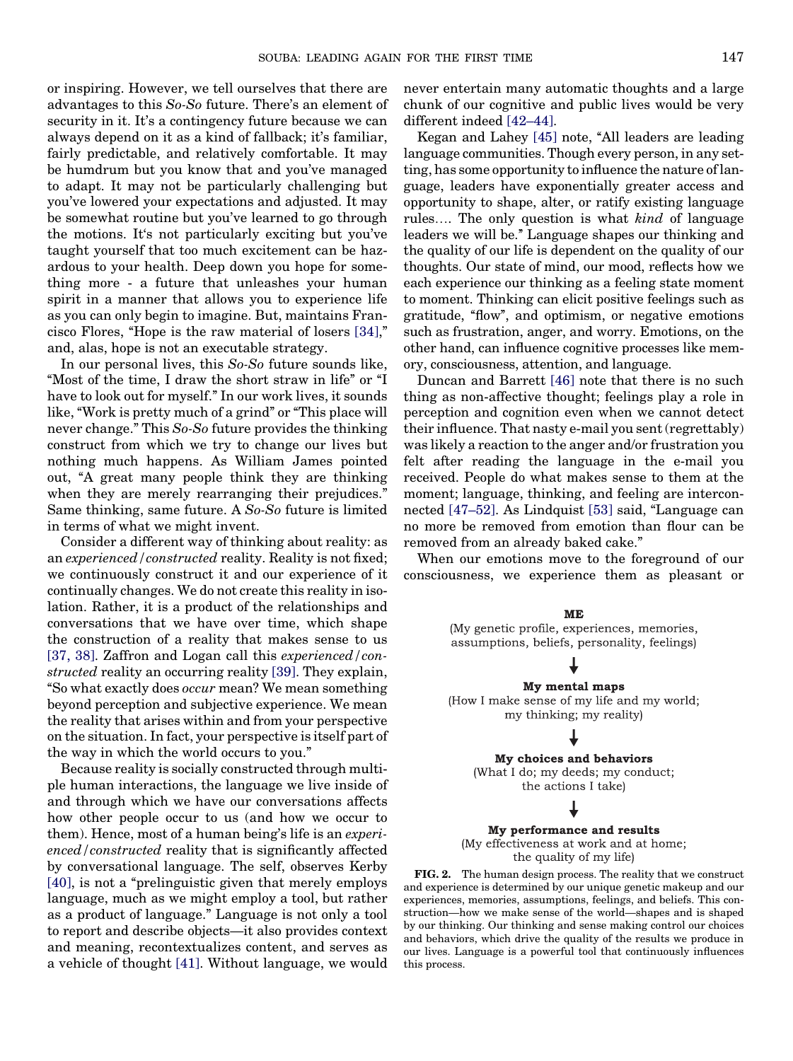or inspiring. However, we tell ourselves that there are advantages to this *So-So* future. There's an element of security in it. It's a contingency future because we can always depend on it as a kind of fallback; it's familiar, fairly predictable, and relatively comfortable. It may be humdrum but you know that and you've managed to adapt. It may not be particularly challenging but you've lowered your expectations and adjusted. It may be somewhat routine but you've learned to go through the motions. It's not particularly exciting but you've taught yourself that too much excitement can be hazardous to your health. Deep down you hope for something more - a future that unleashes your human spirit in a manner that allows you to experience life as you can only begin to imagine. But, maintains Francisco Flores, "Hope is the raw material of losers [34]," and, alas, hope is not an executable strategy.

In our personal lives, this *So-So* future sounds like, "Most of the time, I draw the short straw in life" or "I have to look out for myself." In our work lives, it sounds like, "Work is pretty much of a grind" or "This place will never change." This *So-So* future provides the thinking construct from which we try to change our lives but nothing much happens. As William James pointed out, "A great many people think they are thinking when they are merely rearranging their prejudices." Same thinking, same future. A *So-So* future is limited in terms of what we might invent.

Consider a different way of thinking about reality: as an *experienced/constructed* reality. Reality is not fixed; we continuously construct it and our experience of it continually changes. We do not create this reality in isolation. Rather, it is a product of the relationships and conversations that we have over time, which shape the construction of a reality that makes sense to us [37, 38]. Zaffron and Logan call this *experienced/constructed* reality an occurring reality [39]. They explain, "So what exactly does *occur* mean? We mean something beyond perception and subjective experience. We mean the reality that arises within and from your perspective on the situation. In fact, your perspective is itself part of the way in which the world occurs to you."

Because reality is socially constructed through multiple human interactions, the language we live inside of and through which we have our conversations affects how other people occur to us (and how we occur to them). Hence, most of a human being's life is an *experienced/constructed* reality that is significantly affected by conversational language. The self, observes Kerby [40], is not a "prelinguistic given that merely employs language, much as we might employ a tool, but rather as a product of language." Language is not only a tool to report and describe objects—it also provides context and meaning, recontextualizes content, and serves as a vehicle of thought [41]. Without language, we would never entertain many automatic thoughts and a large chunk of our cognitive and public lives would be very different indeed [42–44].

Kegan and Lahey [45] note, "All leaders are leading language communities. Though every person, in any setting, has some opportunity to influence the nature of language, leaders have exponentially greater access and opportunity to shape, alter, or ratify existing language rules.... The only question is what *kind* of language leaders we will be." Language shapes our thinking and the quality of our life is dependent on the quality of our thoughts. Our state of mind, our mood, reflects how we each experience our thinking as a feeling state moment to moment. Thinking can elicit positive feelings such as gratitude, "flow", and optimism, or negative emotions such as frustration, anger, and worry. Emotions, on the other hand, can influence cognitive processes like memory, consciousness, attention, and language.

Duncan and Barrett [46] note that there is no such thing as non-affective thought; feelings play a role in perception and cognition even when we cannot detect their influence. That nasty e-mail you sent (regrettably) was likely a reaction to the anger and/or frustration you felt after reading the language in the e-mail you received. People do what makes sense to them at the moment; language, thinking, and feeling are interconnected [47–52]. As Lindquist [53] said, "Language can no more be removed from emotion than flour can be removed from an already baked cake."

When our emotions move to the foreground of our consciousness, we experience them as pleasant or

**ME**
(My genetic profile, experiences, memories, assumptions, beliefs, personality, feelings)

↓

**My mental maps**
(How I make sense of my life and my world; my thinking; my reality)

↓

**My choices and behaviors**
(What I do; my deeds; my conduct; the actions I take)

↓

**My performance and results**
(My effectiveness at work and at home; the quality of my life)

**FIG. 2.** The human design process. The reality that we construct and experience is determined by our unique genetic makeup and our experiences, memories, assumptions, feelings, and beliefs. This construction—how we make sense of the world—shapes and is shaped by our thinking. Our thinking and sense making control our choices and behaviors, which drive the quality of the results we produce in our lives. Language is a powerful tool that continuously influences this process.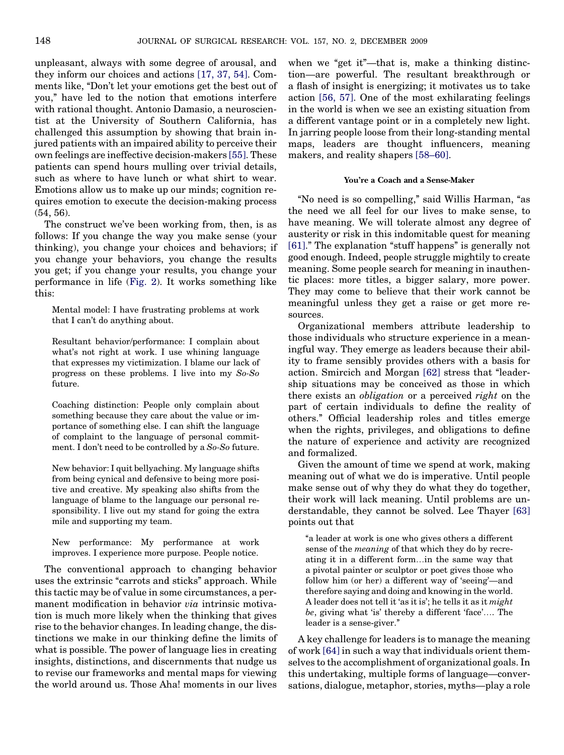unpleasant, always with some degree of arousal, and they inform our choices and actions [17, 37, 54]. Comments like, "Don't let your emotions get the best out of you," have led to the notion that emotions interfere with rational thought. Antonio Damasio, a neuroscientist at the University of Southern California, has challenged this assumption by showing that brain injured patients with an impaired ability to perceive their own feelings are ineffective decision-makers [55]. These patients can spend hours mulling over trivial details, such as where to have lunch or what shirt to wear. Emotions allow us to make up our minds; cognition requires emotion to execute the decision-making process (54, 56).

The construct we've been working from, then, is as follows: If you change the way you make sense (your thinking), you change your choices and behaviors; if you change your behaviors, you change the results you get; if you change your results, you change your performance in life (Fig. 2). It works something like this:

> Mental model: I have frustrating problems at work that I can't do anything about.
>
> Resultant behavior/performance: I complain about what's not right at work. I use whining language that expresses my victimization. I blame our lack of progress on these problems. I live into my *So-So* future.
>
> Coaching distinction: People only complain about something because they care about the value or importance of something else. I can shift the language of complaint to the language of personal commitment. I don't need to be controlled by a *So-So* future.
>
> New behavior: I quit bellyaching. My language shifts from being cynical and defensive to being more positive and creative. My speaking also shifts from the language of blame to the language our personal responsibility. I live out my stand for going the extra mile and supporting my team.
>
> New performance: My performance at work improves. I experience more purpose. People notice.

The conventional approach to changing behavior uses the extrinsic "carrots and sticks" approach. While this tactic may be of value in some circumstances, a permanent modification in behavior *via* intrinsic motivation is much more likely when the thinking that gives rise to the behavior changes. In leading change, the distinctions we make in our thinking define the limits of what is possible. The power of language lies in creating insights, distinctions, and discernments that nudge us to revise our frameworks and mental maps for viewing the world around us. Those Aha! moments in our lives when we "get it"—that is, make a thinking distinction—are powerful. The resultant breakthrough or a flash of insight is energizing; it motivates us to take action [56, 57]. One of the most exhilarating feelings in the world is when we see an existing situation from a different vantage point or in a completely new light. In jarring people loose from their long-standing mental maps, leaders are thought influencers, meaning makers, and reality shapers [58–60].

#### You're a Coach and a Sense-Maker

"No need is so compelling," said Willis Harman, "as the need we all feel for our lives to make sense, to have meaning. We will tolerate almost any degree of austerity or risk in this indomitable quest for meaning [61]." The explanation "stuff happens" is generally not good enough. Indeed, people struggle mightily to create meaning. Some people search for meaning in inauthentic places: more titles, a bigger salary, more power. They may come to believe that their work cannot be meaningful unless they get a raise or get more resources.

Organizational members attribute leadership to those individuals who structure experience in a meaningful way. They emerge as leaders because their ability to frame sensibly provides others with a basis for action. Smircich and Morgan [62] stress that "leadership situations may be conceived as those in which there exists an *obligation* or a perceived *right* on the part of certain individuals to define the reality of others." Official leadership roles and titles emerge when the rights, privileges, and obligations to define the nature of experience and activity are recognized and formalized.

Given the amount of time we spend at work, making meaning out of what we do is imperative. Until people make sense out of why they do what they do together, their work will lack meaning. Until problems are understandable, they cannot be solved. Lee Thayer [63] points out that

> "a leader at work is one who gives others a different sense of the *meaning* of that which they do by recreating it in a different form…in the same way that a pivotal painter or sculptor or poet gives those who follow him (or her) a different way of 'seeing'—and therefore saying and doing and knowing in the world. A leader does not tell it 'as it is'; he tells it as it *might be*, giving what 'is' thereby a different 'face'…. The leader is a sense-giver."

A key challenge for leaders is to manage the meaning of work [64] in such a way that individuals orient themselves to the accomplishment of organizational goals. In this undertaking, multiple forms of language—conversations, dialogue, metaphor, stories, myths—play a role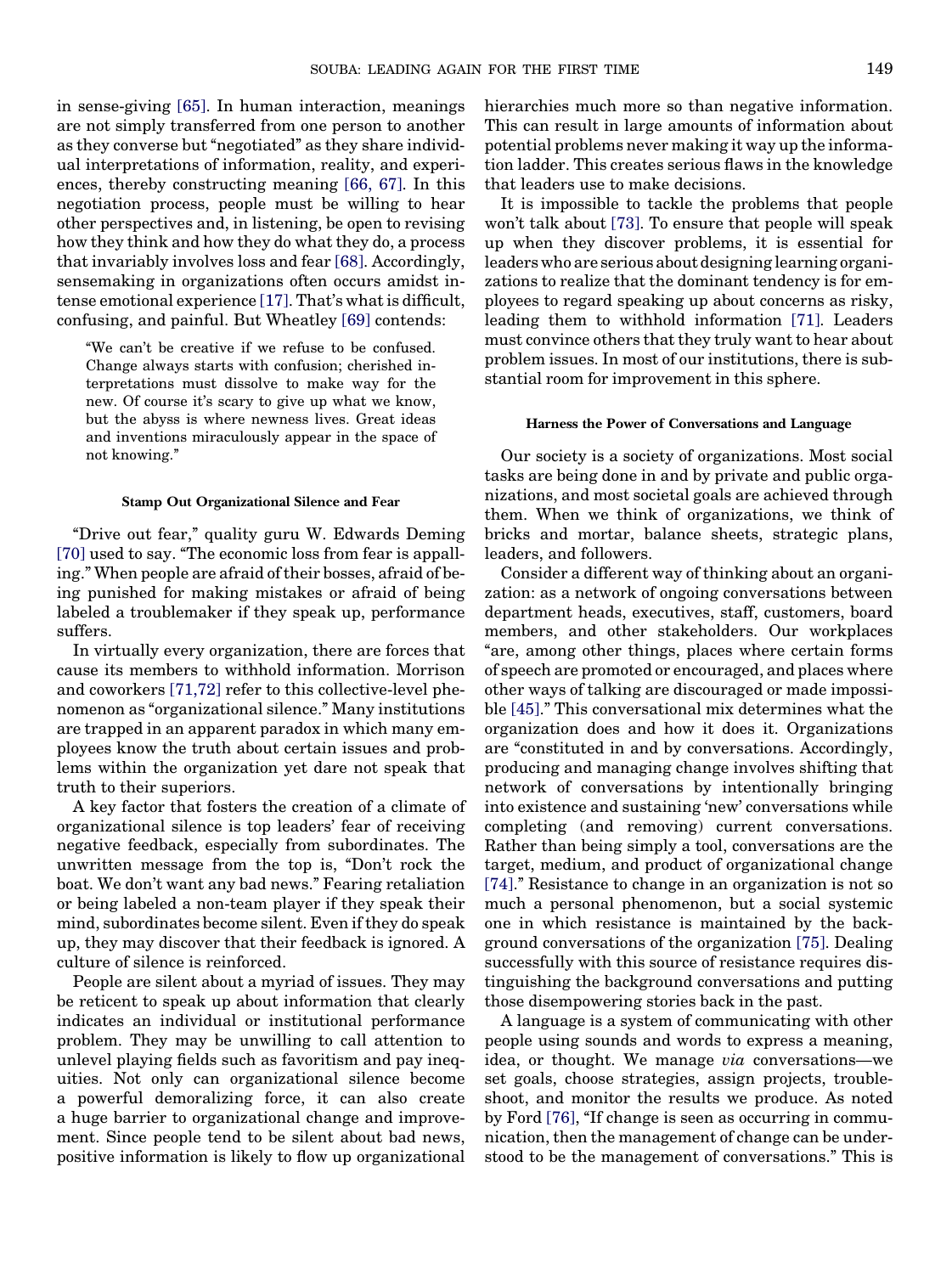in sense-giving [65]. In human interaction, meanings are not simply transferred from one person to another as they converse but "negotiated" as they share individual interpretations of information, reality, and experiences, thereby constructing meaning [66, 67]. In this negotiation process, people must be willing to hear other perspectives and, in listening, be open to revising how they think and how they do what they do, a process that invariably involves loss and fear [68]. Accordingly, sensemaking in organizations often occurs amidst intense emotional experience [17]. That's what is difficult, confusing, and painful. But Wheatley [69] contends:

> "We can't be creative if we refuse to be confused. Change always starts with confusion; cherished interpretations must dissolve to make way for the new. Of course it's scary to give up what we know, but the abyss is where newness lives. Great ideas and inventions miraculously appear in the space of not knowing."

#### Stamp Out Organizational Silence and Fear

"Drive out fear," quality guru W. Edwards Deming [70] used to say. "The economic loss from fear is appalling." When people are afraid of their bosses, afraid of being punished for making mistakes or afraid of being labeled a troublemaker if they speak up, performance suffers.

In virtually every organization, there are forces that cause its members to withhold information. Morrison and coworkers [71,72] refer to this collective-level phenomenon as "organizational silence." Many institutions are trapped in an apparent paradox in which many employees know the truth about certain issues and problems within the organization yet dare not speak that truth to their superiors.

A key factor that fosters the creation of a climate of organizational silence is top leaders' fear of receiving negative feedback, especially from subordinates. The unwritten message from the top is, "Don't rock the boat. We don't want any bad news." Fearing retaliation or being labeled a non-team player if they speak their mind, subordinates become silent. Even if they do speak up, they may discover that their feedback is ignored. A culture of silence is reinforced.

People are silent about a myriad of issues. They may be reticent to speak up about information that clearly indicates an individual or institutional performance problem. They may be unwilling to call attention to unlevel playing fields such as favoritism and pay inequities. Not only can organizational silence become a powerful demoralizing force, it can also create a huge barrier to organizational change and improvement. Since people tend to be silent about bad news, positive information is likely to flow up organizational hierarchies much more so than negative information. This can result in large amounts of information about potential problems never making it way up the information ladder. This creates serious flaws in the knowledge that leaders use to make decisions.

It is impossible to tackle the problems that people won't talk about [73]. To ensure that people will speak up when they discover problems, it is essential for leaders who are serious about designing learning organizations to realize that the dominant tendency is for employees to regard speaking up about concerns as risky, leading them to withhold information [71]. Leaders must convince others that they truly want to hear about problem issues. In most of our institutions, there is substantial room for improvement in this sphere.

#### Harness the Power of Conversations and Language

Our society is a society of organizations. Most social tasks are being done in and by private and public organizations, and most societal goals are achieved through them. When we think of organizations, we think of bricks and mortar, balance sheets, strategic plans, leaders, and followers.

Consider a different way of thinking about an organization: as a network of ongoing conversations between department heads, executives, staff, customers, board members, and other stakeholders. Our workplaces "are, among other things, places where certain forms of speech are promoted or encouraged, and places where other ways of talking are discouraged or made impossible [45]." This conversational mix determines what the organization does and how it does it. Organizations are "constituted in and by conversations. Accordingly, producing and managing change involves shifting that network of conversations by intentionally bringing into existence and sustaining 'new' conversations while completing (and removing) current conversations. Rather than being simply a tool, conversations are the target, medium, and product of organizational change [74]." Resistance to change in an organization is not so much a personal phenomenon, but a social systemic one in which resistance is maintained by the background conversations of the organization [75]. Dealing successfully with this source of resistance requires distinguishing the background conversations and putting those disempowering stories back in the past.

A language is a system of communicating with other people using sounds and words to express a meaning, idea, or thought. We manage *via* conversations—we set goals, choose strategies, assign projects, troubleshoot, and monitor the results we produce. As noted by Ford [76], "If change is seen as occurring in communication, then the management of change can be understood to be the management of conversations." This is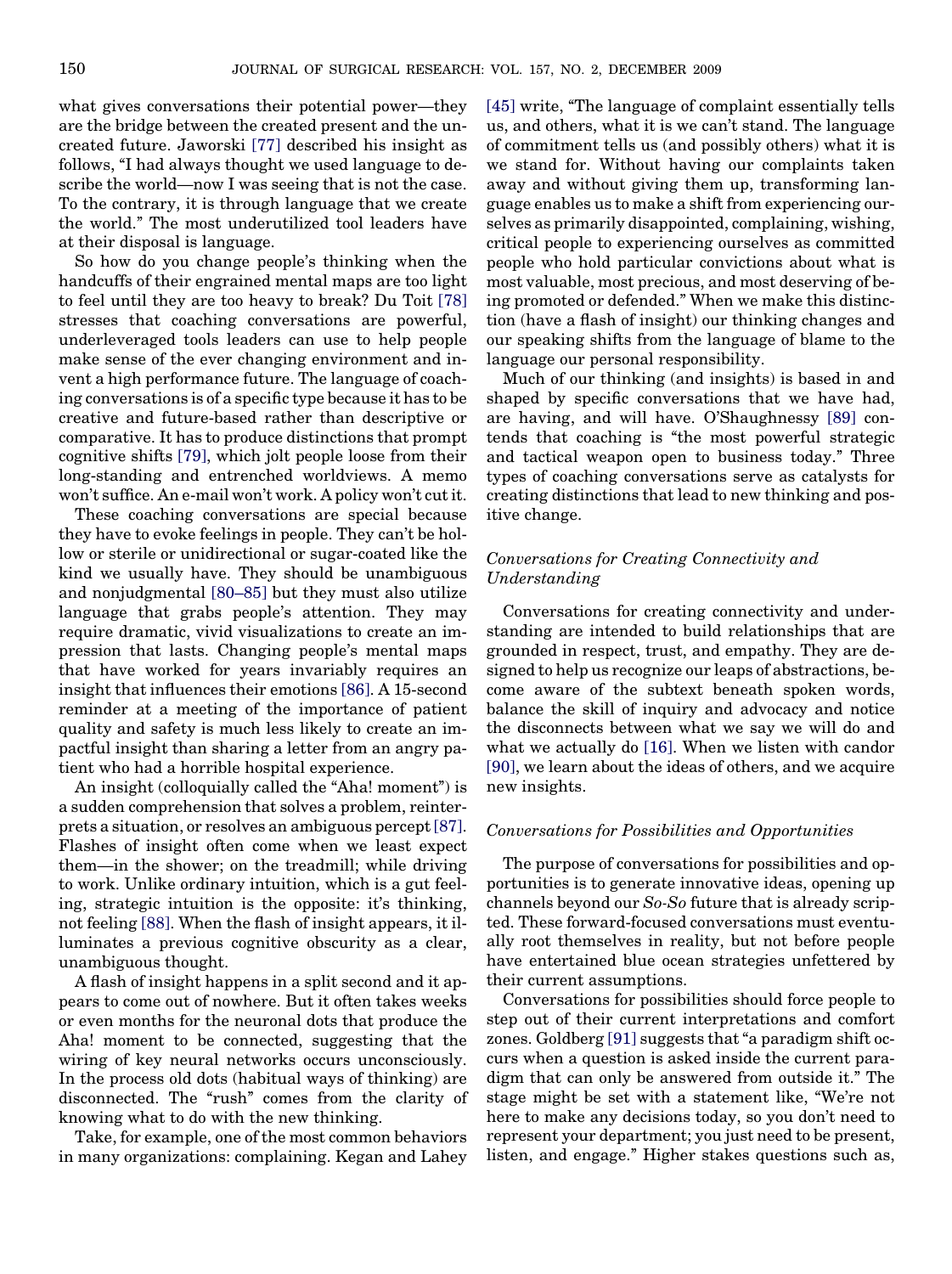what gives conversations their potential power—they are the bridge between the created present and the uncreated future. Jaworski [77] described his insight as follows, "I had always thought we used language to describe the world—now I was seeing that is not the case. To the contrary, it is through language that we create the world." The most underutilized tool leaders have at their disposal is language.

So how do you change people's thinking when the handcuffs of their engrained mental maps are too light to feel until they are too heavy to break? Du Toit [78] stresses that coaching conversations are powerful, underleveraged tools leaders can use to help people make sense of the ever changing environment and invent a high performance future. The language of coaching conversations is of a specific type because it has to be creative and future-based rather than descriptive or comparative. It has to produce distinctions that prompt cognitive shifts [79], which jolt people loose from their long-standing and entrenched worldviews. A memo won't suffice. An e-mail won't work. A policy won't cut it.

These coaching conversations are special because they have to evoke feelings in people. They can't be hollow or sterile or unidirectional or sugar-coated like the kind we usually have. They should be unambiguous and nonjudgmental [80–85] but they must also utilize language that grabs people's attention. They may require dramatic, vivid visualizations to create an impression that lasts. Changing people's mental maps that have worked for years invariably requires an insight that influences their emotions [86]. A 15-second reminder at a meeting of the importance of patient quality and safety is much less likely to create an impactful insight than sharing a letter from an angry patient who had a horrible hospital experience.

An insight (colloquially called the "Aha! moment") is a sudden comprehension that solves a problem, reinterprets a situation, or resolves an ambiguous percept [87]. Flashes of insight often come when we least expect them—in the shower; on the treadmill; while driving to work. Unlike ordinary intuition, which is a gut feeling, strategic intuition is the opposite: it's thinking, not feeling [88]. When the flash of insight appears, it illuminates a previous cognitive obscurity as a clear, unambiguous thought.

A flash of insight happens in a split second and it appears to come out of nowhere. But it often takes weeks or even months for the neuronal dots that produce the Aha! moment to be connected, suggesting that the wiring of key neural networks occurs unconsciously. In the process old dots (habitual ways of thinking) are disconnected. The "rush" comes from the clarity of knowing what to do with the new thinking.

Take, for example, one of the most common behaviors in many organizations: complaining. Kegan and Lahey [45] write, "The language of complaint essentially tells us, and others, what it is we can't stand. The language of commitment tells us (and possibly others) what it is we stand for. Without having our complaints taken away and without giving them up, transforming language enables us to make a shift from experiencing ourselves as primarily disappointed, complaining, wishing, critical people to experiencing ourselves as committed people who hold particular convictions about what is most valuable, most precious, and most deserving of being promoted or defended." When we make this distinction (have a flash of insight) our thinking changes and our speaking shifts from the language of blame to the language our personal responsibility.

Much of our thinking (and insights) is based in and shaped by specific conversations that we have had, are having, and will have. O'Shaughnessy [89] contends that coaching is "the most powerful strategic and tactical weapon open to business today." Three types of coaching conversations serve as catalysts for creating distinctions that lead to new thinking and positive change.

### *Conversations for Creating Connectivity and Understanding*

Conversations for creating connectivity and understanding are intended to build relationships that are grounded in respect, trust, and empathy. They are designed to help us recognize our leaps of abstractions, become aware of the subtext beneath spoken words, balance the skill of inquiry and advocacy and notice the disconnects between what we say we will do and what we actually do [16]. When we listen with candor [90], we learn about the ideas of others, and we acquire new insights.

### *Conversations for Possibilities and Opportunities*

The purpose of conversations for possibilities and opportunities is to generate innovative ideas, opening up channels beyond our *So-So* future that is already scripted. These forward-focused conversations must eventually root themselves in reality, but not before people have entertained blue ocean strategies unfettered by their current assumptions.

Conversations for possibilities should force people to step out of their current interpretations and comfort zones. Goldberg [91] suggests that "a paradigm shift occurs when a question is asked inside the current paradigm that can only be answered from outside it." The stage might be set with a statement like, "We're not here to make any decisions today, so you don't need to represent your department; you just need to be present, listen, and engage." Higher stakes questions such as,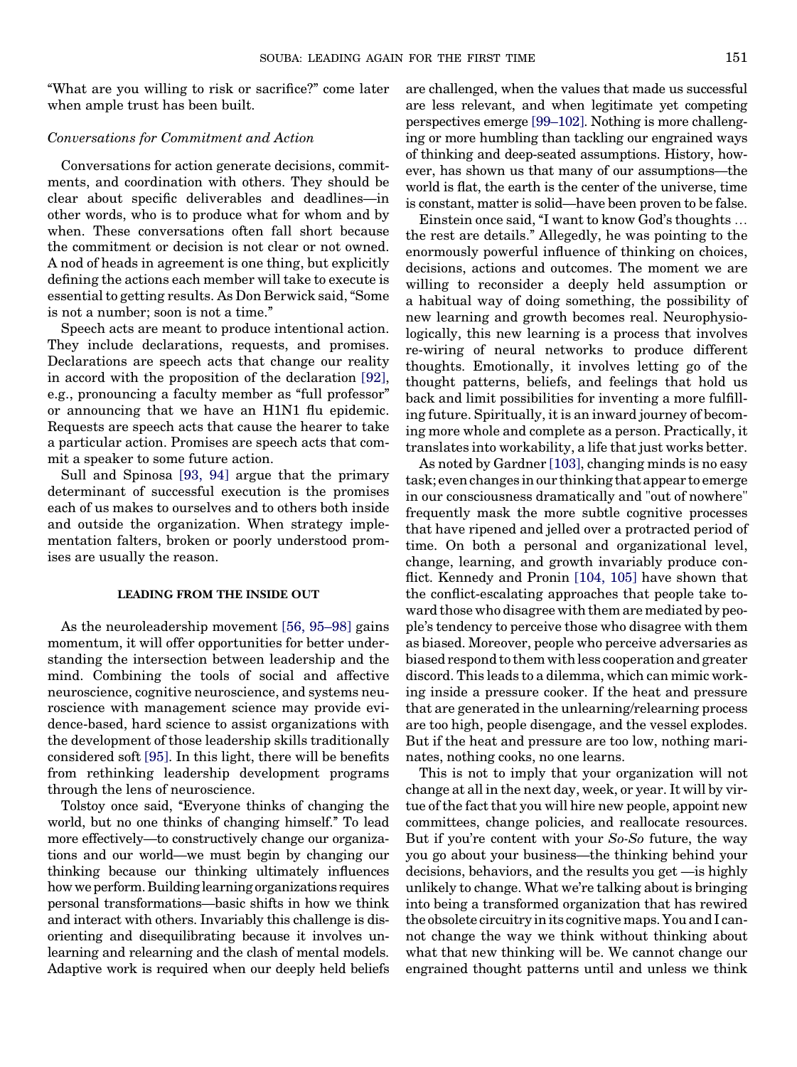"What are you willing to risk or sacrifice?" come later when ample trust has been built.

### *Conversations for Commitment and Action*

Conversations for action generate decisions, commitments, and coordination with others. They should be clear about specific deliverables and deadlines—in other words, who is to produce what for whom and by when. These conversations often fall short because the commitment or decision is not clear or not owned. A nod of heads in agreement is one thing, but explicitly defining the actions each member will take to execute is essential to getting results. As Don Berwick said, "Some is not a number; soon is not a time."

Speech acts are meant to produce intentional action. They include declarations, requests, and promises. Declarations are speech acts that change our reality in accord with the proposition of the declaration [92], e.g., pronouncing a faculty member as "full professor" or announcing that we have an H1N1 flu epidemic. Requests are speech acts that cause the hearer to take a particular action. Promises are speech acts that commit a speaker to some future action.

Sull and Spinosa [93, 94] argue that the primary determinant of successful execution is the promises each of us makes to ourselves and to others both inside and outside the organization. When strategy implementation falters, broken or poorly understood promises are usually the reason.

## LEADING FROM THE INSIDE OUT

As the neuroleadership movement [56, 95–98] gains momentum, it will offer opportunities for better understanding the intersection between leadership and the mind. Combining the tools of social and affective neuroscience, cognitive neuroscience, and systems neuroscience with management science may provide evidence-based, hard science to assist organizations with the development of those leadership skills traditionally considered soft [95]. In this light, there will be benefits from rethinking leadership development programs through the lens of neuroscience.

Tolstoy once said, "Everyone thinks of changing the world, but no one thinks of changing himself." To lead more effectively—to constructively change our organizations and our world—we must begin by changing our thinking because our thinking ultimately influences how we perform. Building learning organizations requires personal transformations—basic shifts in how we think and interact with others. Invariably this challenge is disorienting and disequilibrating because it involves unlearning and relearning and the clash of mental models. Adaptive work is required when our deeply held beliefs are challenged, when the values that made us successful are less relevant, and when legitimate yet competing perspectives emerge [99–102]. Nothing is more challenging or more humbling than tackling our engrained ways of thinking and deep-seated assumptions. History, however, has shown us that many of our assumptions—the world is flat, the earth is the center of the universe, time is constant, matter is solid—have been proven to be false.

Einstein once said, "I want to know God's thoughts … the rest are details." Allegedly, he was pointing to the enormously powerful influence of thinking on choices, decisions, actions and outcomes. The moment we are willing to reconsider a deeply held assumption or a habitual way of doing something, the possibility of new learning and growth becomes real. Neurophysiologically, this new learning is a process that involves re-wiring of neural networks to produce different thoughts. Emotionally, it involves letting go of the thought patterns, beliefs, and feelings that hold us back and limit possibilities for inventing a more fulfilling future. Spiritually, it is an inward journey of becoming more whole and complete as a person. Practically, it translates into workability, a life that just works better.

As noted by Gardner [103], changing minds is no easy task; even changes in our thinking that appear to emerge in our consciousness dramatically and "out of nowhere" frequently mask the more subtle cognitive processes that have ripened and jelled over a protracted period of time. On both a personal and organizational level, change, learning, and growth invariably produce conflict. Kennedy and Pronin [104, 105] have shown that the conflict-escalating approaches that people take toward those who disagree with them are mediated by people's tendency to perceive those who disagree with them as biased. Moreover, people who perceive adversaries as biased respond to them with less cooperation and greater discord. This leads to a dilemma, which can mimic working inside a pressure cooker. If the heat and pressure that are generated in the unlearning/relearning process are too high, people disengage, and the vessel explodes. But if the heat and pressure are too low, nothing marinates, nothing cooks, no one learns.

This is not to imply that your organization will not change at all in the next day, week, or year. It will by virtue of the fact that you will hire new people, appoint new committees, change policies, and reallocate resources. But if you're content with your *So-So* future, the way you go about your business—the thinking behind your decisions, behaviors, and the results you get —is highly unlikely to change. What we're talking about is bringing into being a transformed organization that has rewired the obsolete circuitry in its cognitive maps. You and I cannot change the way we think without thinking about what that new thinking will be. We cannot change our engrained thought patterns until and unless we think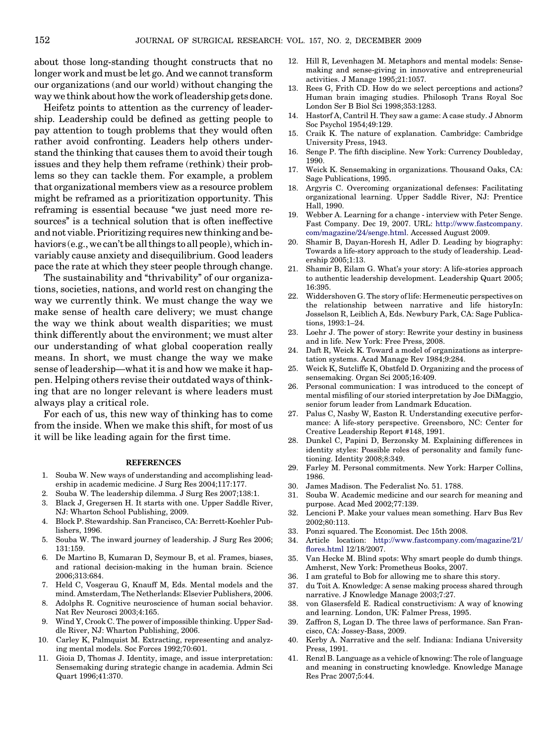about those long-standing thought constructs that no longer work and must be let go. And we cannot transform our organizations (and our world) without changing the way we think about how the work of leadership gets done.

Heifetz points to attention as the currency of leadership. Leadership could be defined as getting people to pay attention to tough problems that they would often rather avoid confronting. Leaders help others understand the thinking that causes them to avoid their tough issues and they help them reframe (rethink) their problems so they can tackle them. For example, a problem that organizational members view as a resource problem might be reframed as a prioritization opportunity. This reframing is essential because "we just need more resources" is a technical solution that is often ineffective and not viable. Prioritizing requires new thinking and behaviors (e.g., we can't be all things to all people), which invariably cause anxiety and disequilibrium. Good leaders pace the rate at which they steer people through change.

The sustainability and "thrivability" of our organizations, societies, nations, and world rest on changing the way we currently think. We must change the way we make sense of health care delivery; we must change the way we think about wealth disparities; we must think differently about the environment; we must alter our understanding of what global cooperation really means. In short, we must change the way we make sense of leadership—what it is and how we make it happen. Helping others revise their outdated ways of thinking that are no longer relevant is where leaders must always play a critical role.

For each of us, this new way of thinking has to come from the inside. When we make this shift, for most of us it will be like leading again for the first time.

## REFERENCES

1. Souba W. New ways of understanding and accomplishing leadership in academic medicine. J Surg Res 2004;117:177.
2. Souba W. The leadership dilemma. J Surg Res 2007;138:1.
3. Black J, Gregersen H. It starts with one. Upper Saddle River, NJ: Wharton School Publishing, 2009.
4. Block P. Stewardship. San Francisco, CA: Berrett-Koehler Publishers, 1996.
5. Souba W. The inward journey of leadership. J Surg Res 2006; 131:159.
6. De Martino B, Kumaran D, Seymour B, et al. Frames, biases, and rational decision-making in the human brain. Science 2006;313:684.
7. Held C, Vosgerau G, Knauff M, Eds. Mental models and the mind. Amsterdam, The Netherlands: Elsevier Publishers, 2006.
8. Adolphs R. Cognitive neuroscience of human social behavior. Nat Rev Neurosci 2003;4:165.
9. Wind Y, Crook C. The power of impossible thinking. Upper Saddle River, NJ: Wharton Publishing, 2006.
10. Carley K, Palmquist M. Extracting, representing and analyzing mental models. Soc Forces 1992;70:601.
11. Gioia D, Thomas J. Identity, image, and issue interpretation: Sensemaking during strategic change in academia. Admin Sci Quart 1996;41:370.
12. Hill R, Levenhagen M. Metaphors and mental models: Sensemaking and sense-giving in innovative and entrepreneurial activities. J Manage 1995;21:1057.
13. Rees G, Frith CD. How do we select perceptions and actions? Human brain imaging studies. Philosoph Trans Royal Soc London Ser B Biol Sci 1998;353:1283.
14. Hastorf A, Cantril H. They saw a game: A case study. J Abnorm Soc Psychol 1954;49:129.
15. Craik K. The nature of explanation. Cambridge: Cambridge University Press, 1943.
16. Senge P. The fifth discipline. New York: Currency Doubleday, 1990.
17. Weick K. Sensemaking in organizations. Thousand Oaks, CA: Sage Publications, 1995.
18. Argyris C. Overcoming organizational defenses: Facilitating organizational learning. Upper Saddle River, NJ: Prentice Hall, 1990.
19. Webber A. Learning for a change - interview with Peter Senge. Fast Company. Dec 19, 2007. URL: http://www.fastcompany.com/magazine/24/senge.html. Accessed August 2009.
20. Shamir B, Dayan-Horesh H, Adler D. Leading by biography: Towards a life-story approach to the study of leadership. Leadership 2005;1:13.
21. Shamir B, Eilam G. What's your story: A life-stories approach to authentic leadership development. Leadership Quart 2005; 16:395.
22. Widdershoven G. The story of life: Hermeneutic perspectives on the relationship between narrative and life historyIn: Josselson R, Leiblich A, Eds. Newbury Park, CA: Sage Publications, 1993:1–24.
23. Loehr J. The power of story: Rewrite your destiny in business and in life. New York: Free Press, 2008.
24. Daft R, Weick K. Toward a model of organizations as interpretation systems. Acad Manage Rev 1984;9:284.
25. Weick K, Sutcliffe K, Obstfeld D. Organizing and the process of sensemaking. Organ Sci 2005;16:409.
26. Personal communication: I was introduced to the concept of mental misfiling of our storied interpretation by Joe DiMaggio, senior forum leader from Landmark Education.
27. Palus C, Nasby W, Easton R. Understanding executive performance: A life-story perspective. Greensboro, NC: Center for Creative Leadership Report #148, 1991.
28. Dunkel C, Papini D, Berzonsky M. Explaining differences in identity styles: Possible roles of personality and family functioning. Identity 2008;8:349.
29. Farley M. Personal commitments. New York: Harper Collins, 1986.
30. James Madison. The Federalist No. 51. 1788.
31. Souba W. Academic medicine and our search for meaning and purpose. Acad Med 2002;77:139.
32. Lencioni P. Make your values mean something. Harv Bus Rev 2002;80:113.
33. Ponzi squared. The Economist. Dec 15th 2008.
34. Article location: http://www.fastcompany.com/magazine/21/flores.html 12/18/2007.
35. Van Hecke M. Blind spots: Why smart people do dumb things. Amherst, New York: Prometheus Books, 2007.
36. I am grateful to Bob for allowing me to share this story.
37. du Toit A. Knowledge: A sense making process shared through narrative. J Knowledge Manage 2003;7:27.
38. von Glasersfeld E. Radical constructivism: A way of knowing and learning. London, UK: Falmer Press, 1995.
39. Zaffron S, Logan D. The three laws of performance. San Francisco, CA: Jossey-Bass, 2009.
40. Kerby A. Narrative and the self. Indiana: Indiana University Press, 1991.
41. Renzl B. Language as a vehicle of knowing: The role of language and meaning in constructing knowledge. Knowledge Manage Res Prac 2007;5:44.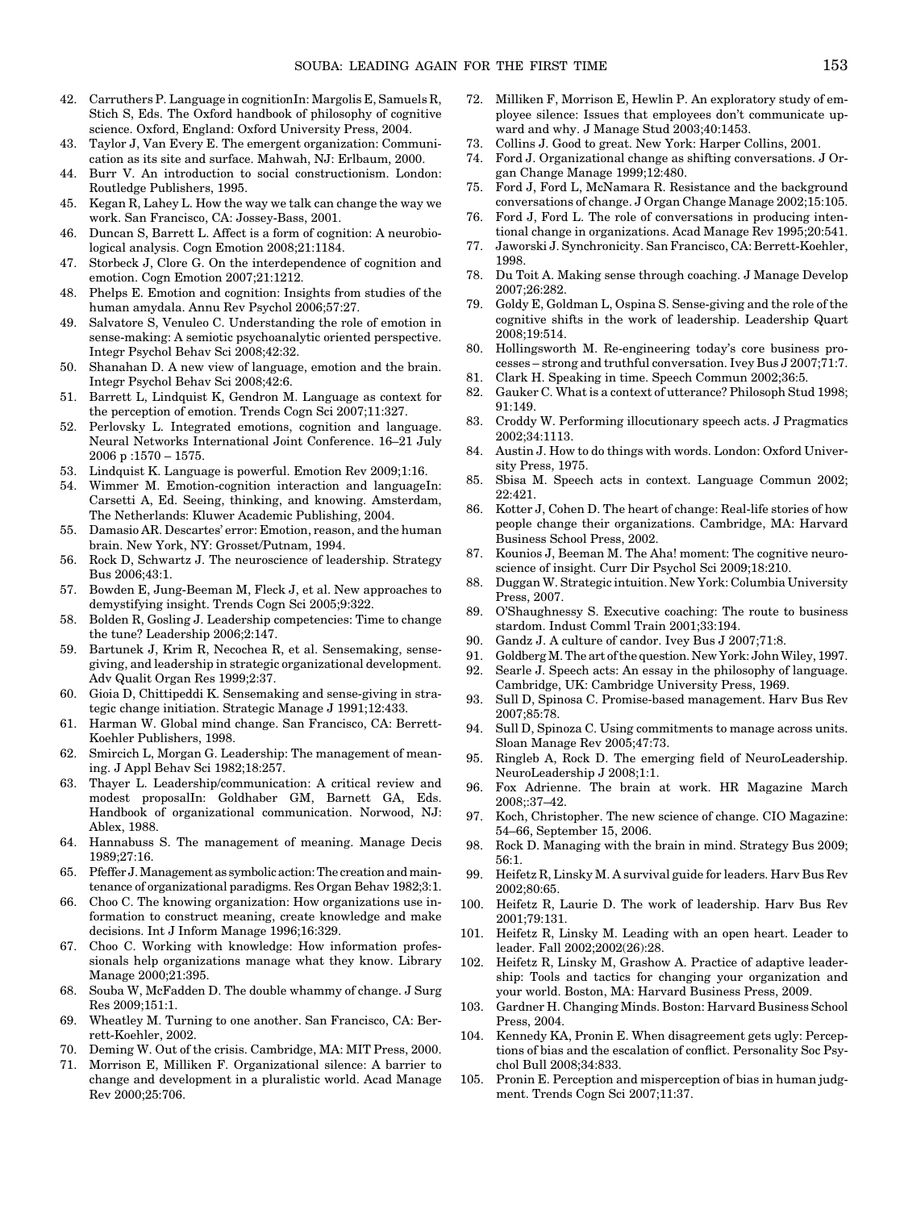42. Carruthers P. Language in cognitionIn: Margolis E, Samuels R, Stich S, Eds. The Oxford handbook of philosophy of cognitive science. Oxford, England: Oxford University Press, 2004.
43. Taylor J, Van Every E. The emergent organization: Communication as its site and surface. Mahwah, NJ: Erlbaum, 2000.
44. Burr V. An introduction to social constructionism. London: Routledge Publishers, 1995.
45. Kegan R, Lahey L. How the way we talk can change the way we work. San Francisco, CA: Jossey-Bass, 2001.
46. Duncan S, Barrett L. Affect is a form of cognition: A neurobiological analysis. Cogn Emotion 2008;21:1184.
47. Storbeck J, Clore G. On the interdependence of cognition and emotion. Cogn Emotion 2007;21:1212.
48. Phelps E. Emotion and cognition: Insights from studies of the human amydala. Annu Rev Psychol 2006;57:27.
49. Salvatore S, Venuleo C. Understanding the role of emotion in sense-making: A semiotic psychoanalytic oriented perspective. Integr Psychol Behav Sci 2008;42:32.
50. Shanahan D. A new view of language, emotion and the brain. Integr Psychol Behav Sci 2008;42:6.
51. Barrett L, Lindquist K, Gendron M. Language as context for the perception of emotion. Trends Cogn Sci 2007;11:327.
52. Perlovsky L. Integrated emotions, cognition and language. Neural Networks International Joint Conference. 16–21 July 2006 p :1570 – 1575.
53. Lindquist K. Language is powerful. Emotion Rev 2009;1:16.
54. Wimmer M. Emotion-cognition interaction and languageIn: Carsetti A, Ed. Seeing, thinking, and knowing. Amsterdam, The Netherlands: Kluwer Academic Publishing, 2004.
55. Damasio AR. Descartes' error: Emotion, reason, and the human brain. New York, NY: Grosset/Putnam, 1994.
56. Rock D, Schwartz J. The neuroscience of leadership. Strategy Bus 2006;43:1.
57. Bowden E, Jung-Beeman M, Fleck J, et al. New approaches to demystifying insight. Trends Cogn Sci 2005;9:322.
58. Bolden R, Gosling J. Leadership competencies: Time to change the tune? Leadership 2006;2:147.
59. Bartunek J, Krim R, Necochea R, et al. Sensemaking, sensegiving, and leadership in strategic organizational development. Adv Qualit Organ Res 1999;2:37.
60. Gioia D, Chittipeddi K. Sensemaking and sense-giving in strategic change initiation. Strategic Manage J 1991;12:433.
61. Harman W. Global mind change. San Francisco, CA: Berrett-Koehler Publishers, 1998.
62. Smircich L, Morgan G. Leadership: The management of meaning. J Appl Behav Sci 1982;18:257.
63. Thayer L. Leadership/communication: A critical review and modest proposalIn: Goldhaber GM, Barnett GA, Eds. Handbook of organizational communication. Norwood, NJ: Ablex, 1988.
64. Hannabuss S. The management of meaning. Manage Decis 1989;27:16.
65. Pfeffer J. Management as symbolic action: The creation and maintenance of organizational paradigms. Res Organ Behav 1982;3:1.
66. Choo C. The knowing organization: How organizations use information to construct meaning, create knowledge and make decisions. Int J Inform Manage 1996;16:329.
67. Choo C. Working with knowledge: How information professionals help organizations manage what they know. Library Manage 2000;21:395.
68. Souba W, McFadden D. The double whammy of change. J Surg Res 2009;151:1.
69. Wheatley M. Turning to one another. San Francisco, CA: Berrett-Koehler, 2002.
70. Deming W. Out of the crisis. Cambridge, MA: MIT Press, 2000.
71. Morrison E, Milliken F. Organizational silence: A barrier to change and development in a pluralistic world. Acad Manage Rev 2000;25:706.
72. Milliken F, Morrison E, Hewlin P. An exploratory study of employee silence: Issues that employees don't communicate upward and why. J Manage Stud 2003;40:1453.
73. Collins J. Good to great. New York: Harper Collins, 2001.
74. Ford J. Organizational change as shifting conversations. J Organ Change Manage 1999;12:480.
75. Ford J, Ford L, McNamara R. Resistance and the background conversations of change. J Organ Change Manage 2002;15:105.
76. Ford J, Ford L. The role of conversations in producing intentional change in organizations. Acad Manage Rev 1995;20:541.
77. Jaworski J. Synchronicity. San Francisco, CA: Berrett-Koehler, 1998.
78. Du Toit A. Making sense through coaching. J Manage Develop 2007;26:282.
79. Goldy E, Goldman L, Ospina S. Sense-giving and the role of the cognitive shifts in the work of leadership. Leadership Quart 2008;19:514.
80. Hollingsworth M. Re-engineering today's core business processes – strong and truthful conversation. Ivey Bus J 2007;71:7.
81. Clark H. Speaking in time. Speech Commun 2002;36:5.
82. Gauker C. What is a context of utterance? Philosoph Stud 1998; 91:149.
83. Croddy W. Performing illocutionary speech acts. J Pragmatics 2002;34:1113.
84. Austin J. How to do things with words. London: Oxford University Press, 1975.
85. Sbisa M. Speech acts in context. Language Commun 2002; 22:421.
86. Kotter J, Cohen D. The heart of change: Real-life stories of how people change their organizations. Cambridge, MA: Harvard Business School Press, 2002.
87. Kounios J, Beeman M. The Aha! moment: The cognitive neuroscience of insight. Curr Dir Psychol Sci 2009;18:210.
88. Duggan W. Strategic intuition. New York: Columbia University Press, 2007.
89. O'Shaughnessy S. Executive coaching: The route to business stardom. Indust Comml Train 2001;33:194.
90. Gandz J. A culture of candor. Ivey Bus J 2007;71:8.
91. Goldberg M. The art of the question. New York: John Wiley, 1997.
92. Searle J. Speech acts: An essay in the philosophy of language. Cambridge, UK: Cambridge University Press, 1969.
93. Sull D, Spinosa C. Promise-based management. Harv Bus Rev 2007;85:78.
94. Sull D, Spinoza C. Using commitments to manage across units. Sloan Manage Rev 2005;47:73.
95. Ringleb A, Rock D. The emerging field of NeuroLeadership. NeuroLeadership J 2008;1:1.
96. Fox Adrienne. The brain at work. HR Magazine March 2008;:37–42.
97. Koch, Christopher. The new science of change. CIO Magazine: 54–66, September 15, 2006.
98. Rock D. Managing with the brain in mind. Strategy Bus 2009; 56:1.
99. Heifetz R, Linsky M. A survival guide for leaders. Harv Bus Rev 2002;80:65.
100. Heifetz R, Laurie D. The work of leadership. Harv Bus Rev 2001;79:131.
101. Heifetz R, Linsky M. Leading with an open heart. Leader to leader. Fall 2002;2002(26):28.
102. Heifetz R, Linsky M, Grashow A. Practice of adaptive leadership: Tools and tactics for changing your organization and your world. Boston, MA: Harvard Business Press, 2009.
103. Gardner H. Changing Minds. Boston: Harvard Business School Press, 2004.
104. Kennedy KA, Pronin E. When disagreement gets ugly: Perceptions of bias and the escalation of conflict. Personality Soc Psychol Bull 2008;34:833.
105. Pronin E. Perception and misperception of bias in human judgment. Trends Cogn Sci 2007;11:37.